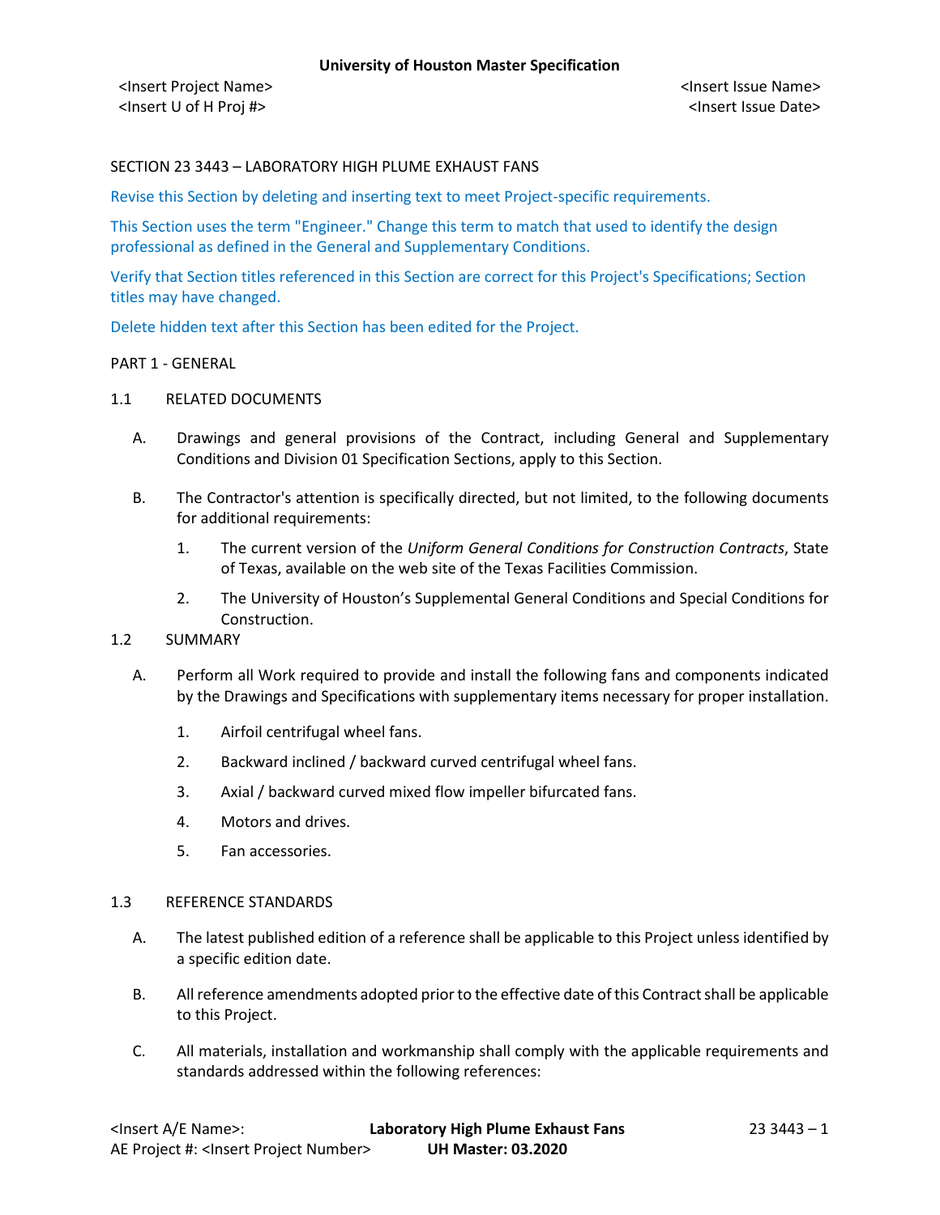SECTION 23 3443 – LABORATORY HIGH PLUME EXHAUST FANS

Revise this Section by deleting and inserting text to meet Project-specific requirements.

This Section uses the term "Engineer." Change this term to match that used to identify the design professional as defined in the General and Supplementary Conditions.

Verify that Section titles referenced in this Section are correct for this Project's Specifications; Section titles may have changed.

Delete hidden text after this Section has been edited for the Project.

## PART 1 - GENERAL

### 1.1 RELATED DOCUMENTS

A. Drawings and general provisions of the Contract, including General and Supplementary Conditions and Division 01 Specification Sections, apply to this Section.

B. The Contractor's attention is specifically directed, but not limited, to the following documents for additional requirements:

1. The current version of the *Uniform General Conditions for Construction Contracts*, State of Texas, available on the web site of the Texas Facilities Commission.
2. The University of Houston's Supplemental General Conditions and Special Conditions for Construction.

### 1.2 SUMMARY

A. Perform all Work required to provide and install the following fans and components indicated by the Drawings and Specifications with supplementary items necessary for proper installation.

1. Airfoil centrifugal wheel fans.
2. Backward inclined / backward curved centrifugal wheel fans.
3. Axial / backward curved mixed flow impeller bifurcated fans.
4. Motors and drives.
5. Fan accessories.

### 1.3 REFERENCE STANDARDS

A. The latest published edition of a reference shall be applicable to this Project unless identified by a specific edition date.

B. All reference amendments adopted prior to the effective date of this Contract shall be applicable to this Project.

C. All materials, installation and workmanship shall comply with the applicable requirements and standards addressed within the following references: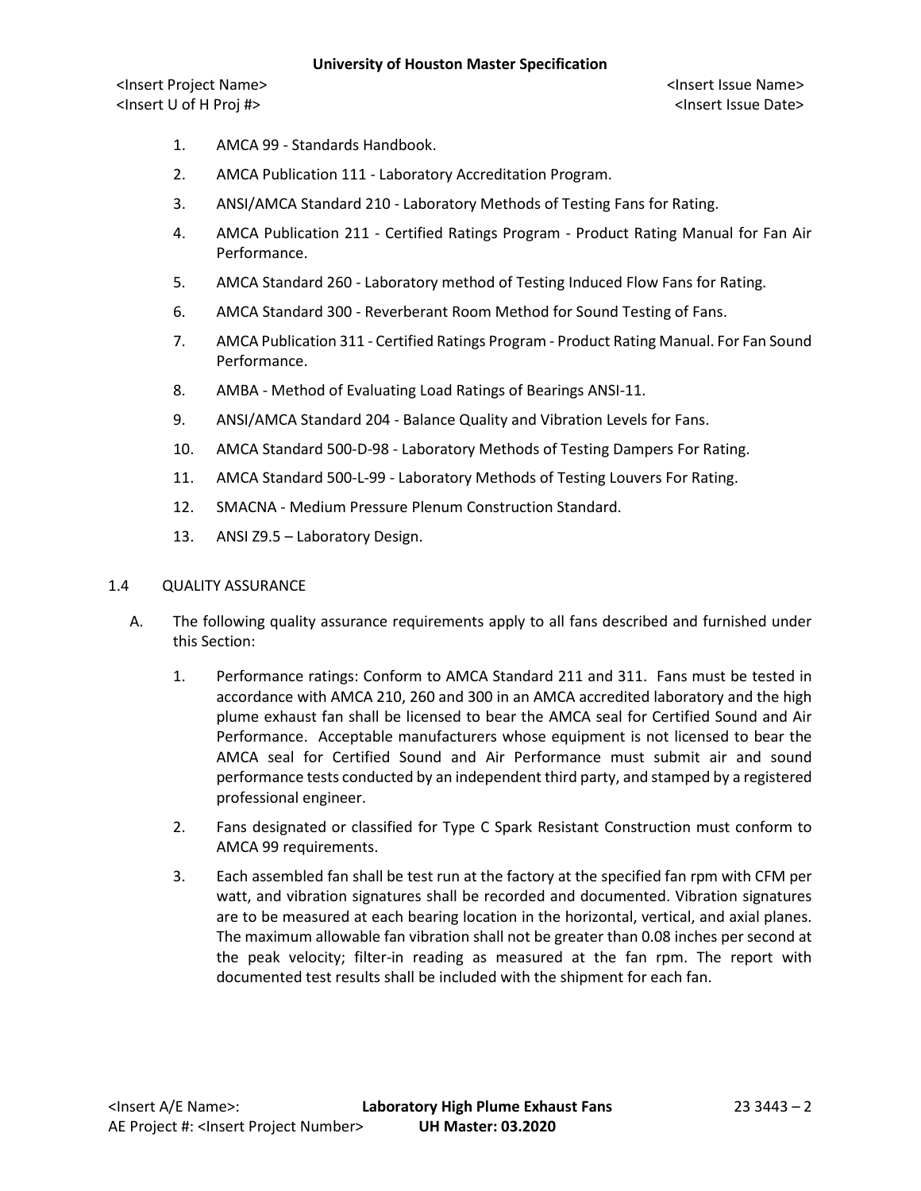1. AMCA 99 - Standards Handbook.
2. AMCA Publication 111 - Laboratory Accreditation Program.
3. ANSI/AMCA Standard 210 - Laboratory Methods of Testing Fans for Rating.
4. AMCA Publication 211 - Certified Ratings Program - Product Rating Manual for Fan Air Performance.
5. AMCA Standard 260 - Laboratory method of Testing Induced Flow Fans for Rating.
6. AMCA Standard 300 - Reverberant Room Method for Sound Testing of Fans.
7. AMCA Publication 311 - Certified Ratings Program - Product Rating Manual. For Fan Sound Performance.
8. AMBA - Method of Evaluating Load Ratings of Bearings ANSI-11.
9. ANSI/AMCA Standard 204 - Balance Quality and Vibration Levels for Fans.
10. AMCA Standard 500-D-98 - Laboratory Methods of Testing Dampers For Rating.
11. AMCA Standard 500-L-99 - Laboratory Methods of Testing Louvers For Rating.
12. SMACNA - Medium Pressure Plenum Construction Standard.
13. ANSI Z9.5 – Laboratory Design.

## 1.4 QUALITY ASSURANCE

A. The following quality assurance requirements apply to all fans described and furnished under this Section:

1. Performance ratings: Conform to AMCA Standard 211 and 311. Fans must be tested in accordance with AMCA 210, 260 and 300 in an AMCA accredited laboratory and the high plume exhaust fan shall be licensed to bear the AMCA seal for Certified Sound and Air Performance. Acceptable manufacturers whose equipment is not licensed to bear the AMCA seal for Certified Sound and Air Performance must submit air and sound performance tests conducted by an independent third party, and stamped by a registered professional engineer.
2. Fans designated or classified for Type C Spark Resistant Construction must conform to AMCA 99 requirements.
3. Each assembled fan shall be test run at the factory at the specified fan rpm with CFM per watt, and vibration signatures shall be recorded and documented. Vibration signatures are to be measured at each bearing location in the horizontal, vertical, and axial planes. The maximum allowable fan vibration shall not be greater than 0.08 inches per second at the peak velocity; filter-in reading as measured at the fan rpm. The report with documented test results shall be included with the shipment for each fan.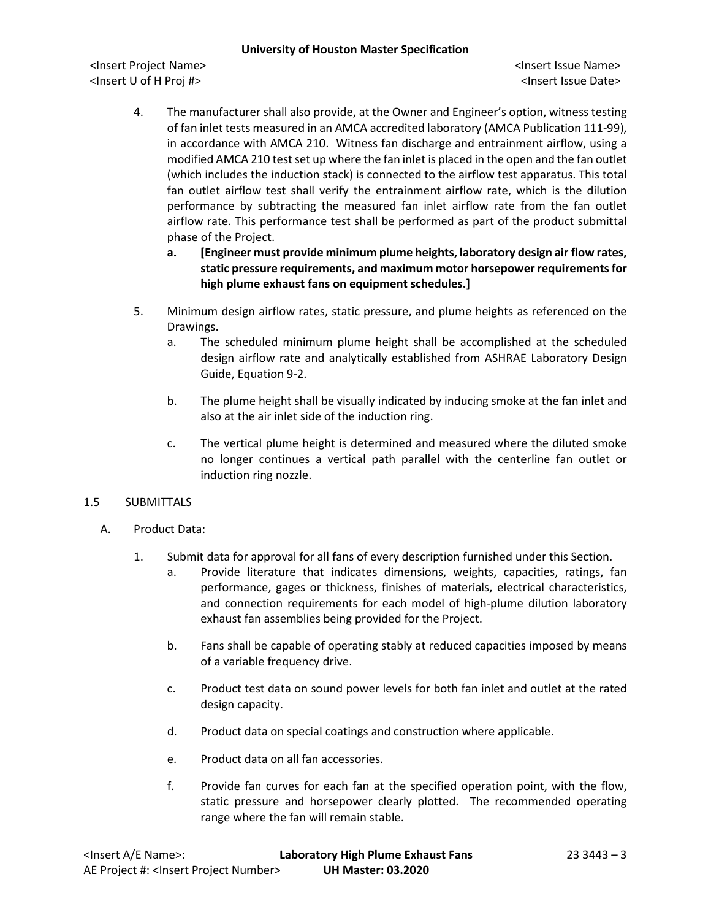4. The manufacturer shall also provide, at the Owner and Engineer's option, witness testing of fan inlet tests measured in an AMCA accredited laboratory (AMCA Publication 111-99), in accordance with AMCA 210. Witness fan discharge and entrainment airflow, using a modified AMCA 210 test set up where the fan inlet is placed in the open and the fan outlet (which includes the induction stack) is connected to the airflow test apparatus. This total fan outlet airflow test shall verify the entrainment airflow rate, which is the dilution performance by subtracting the measured fan inlet airflow rate from the fan outlet airflow rate. This performance test shall be performed as part of the product submittal phase of the Project.
   a. **[Engineer must provide minimum plume heights, laboratory design air flow rates, static pressure requirements, and maximum motor horsepower requirements for high plume exhaust fans on equipment schedules.]**

5. Minimum design airflow rates, static pressure, and plume heights as referenced on the Drawings.
   a. The scheduled minimum plume height shall be accomplished at the scheduled design airflow rate and analytically established from ASHRAE Laboratory Design Guide, Equation 9-2.
   b. The plume height shall be visually indicated by inducing smoke at the fan inlet and also at the air inlet side of the induction ring.
   c. The vertical plume height is determined and measured where the diluted smoke no longer continues a vertical path parallel with the centerline fan outlet or induction ring nozzle.

1.5 SUBMITTALS

A. Product Data:

1. Submit data for approval for all fans of every description furnished under this Section.
   a. Provide literature that indicates dimensions, weights, capacities, ratings, fan performance, gages or thickness, finishes of materials, electrical characteristics, and connection requirements for each model of high-plume dilution laboratory exhaust fan assemblies being provided for the Project.
   b. Fans shall be capable of operating stably at reduced capacities imposed by means of a variable frequency drive.
   c. Product test data on sound power levels for both fan inlet and outlet at the rated design capacity.
   d. Product data on special coatings and construction where applicable.
   e. Product data on all fan accessories.
   f. Provide fan curves for each fan at the specified operation point, with the flow, static pressure and horsepower clearly plotted. The recommended operating range where the fan will remain stable.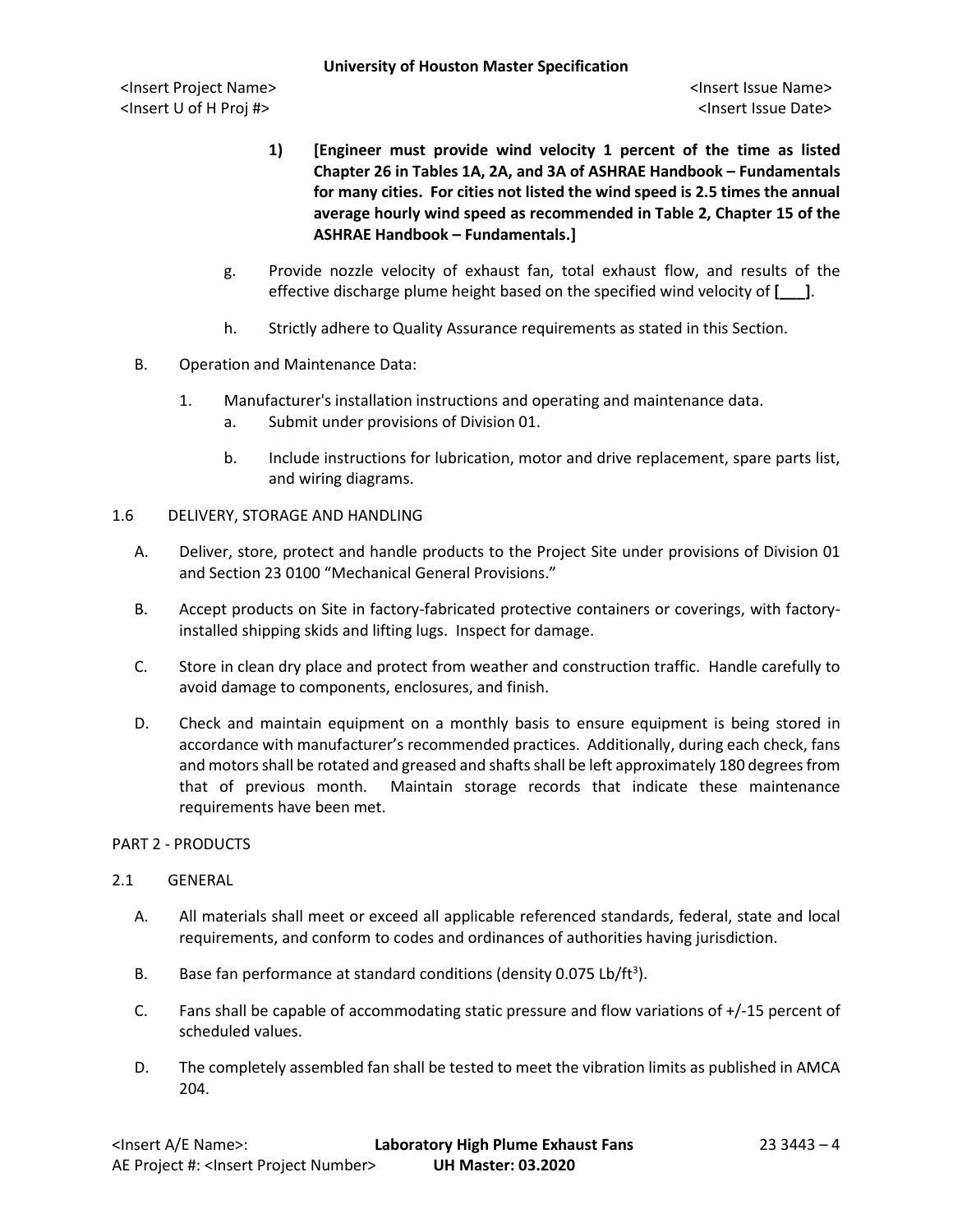1) **[Engineer must provide wind velocity 1 percent of the time as listed Chapter 26 in Tables 1A, 2A, and 3A of ASHRAE Handbook – Fundamentals for many cities. For cities not listed the wind speed is 2.5 times the annual average hourly wind speed as recommended in Table 2, Chapter 15 of the ASHRAE Handbook – Fundamentals.]**

g. Provide nozzle velocity of exhaust fan, total exhaust flow, and results of the effective discharge plume height based on the specified wind velocity of **[___]**.

h. Strictly adhere to Quality Assurance requirements as stated in this Section.

B. Operation and Maintenance Data:

1. Manufacturer's installation instructions and operating and maintenance data.
   a. Submit under provisions of Division 01.
   b. Include instructions for lubrication, motor and drive replacement, spare parts list, and wiring diagrams.

1.6 DELIVERY, STORAGE AND HANDLING

A. Deliver, store, protect and handle products to the Project Site under provisions of Division 01 and Section 23 0100 "Mechanical General Provisions."

B. Accept products on Site in factory-fabricated protective containers or coverings, with factory-installed shipping skids and lifting lugs. Inspect for damage.

C. Store in clean dry place and protect from weather and construction traffic. Handle carefully to avoid damage to components, enclosures, and finish.

D. Check and maintain equipment on a monthly basis to ensure equipment is being stored in accordance with manufacturer's recommended practices. Additionally, during each check, fans and motors shall be rotated and greased and shafts shall be left approximately 180 degrees from that of previous month. Maintain storage records that indicate these maintenance requirements have been met.

PART 2 - PRODUCTS

2.1 GENERAL

A. All materials shall meet or exceed all applicable referenced standards, federal, state and local requirements, and conform to codes and ordinances of authorities having jurisdiction.

B. Base fan performance at standard conditions (density 0.075 Lb/ft$^3$).

C. Fans shall be capable of accommodating static pressure and flow variations of +/-15 percent of scheduled values.

D. The completely assembled fan shall be tested to meet the vibration limits as published in AMCA 204.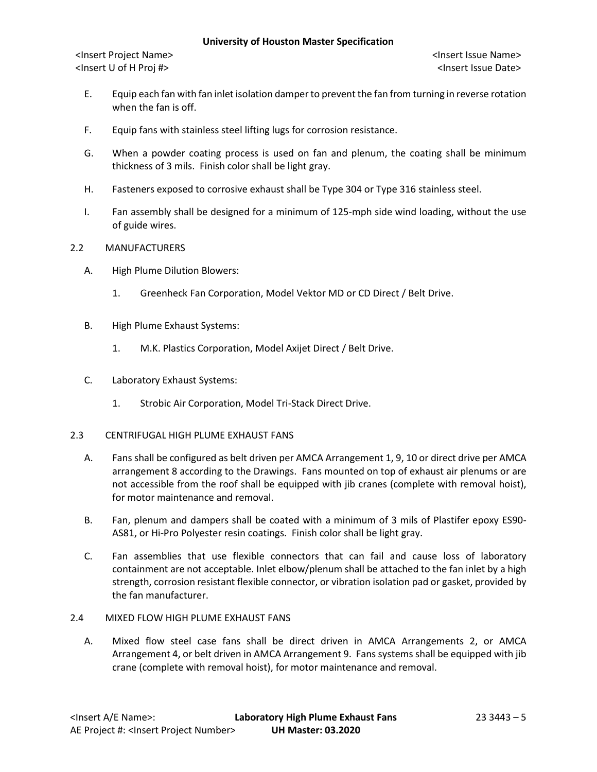E. Equip each fan with fan inlet isolation damper to prevent the fan from turning in reverse rotation when the fan is off.

F. Equip fans with stainless steel lifting lugs for corrosion resistance.

G. When a powder coating process is used on fan and plenum, the coating shall be minimum thickness of 3 mils. Finish color shall be light gray.

H. Fasteners exposed to corrosive exhaust shall be Type 304 or Type 316 stainless steel.

I. Fan assembly shall be designed for a minimum of 125-mph side wind loading, without the use of guide wires.

2.2 MANUFACTURERS

A. High Plume Dilution Blowers:

1. Greenheck Fan Corporation, Model Vektor MD or CD Direct / Belt Drive.

B. High Plume Exhaust Systems:

1. M.K. Plastics Corporation, Model Axijet Direct / Belt Drive.

C. Laboratory Exhaust Systems:

1. Strobic Air Corporation, Model Tri-Stack Direct Drive.

2.3 CENTRIFUGAL HIGH PLUME EXHAUST FANS

A. Fans shall be configured as belt driven per AMCA Arrangement 1, 9, 10 or direct drive per AMCA arrangement 8 according to the Drawings. Fans mounted on top of exhaust air plenums or are not accessible from the roof shall be equipped with jib cranes (complete with removal hoist), for motor maintenance and removal.

B. Fan, plenum and dampers shall be coated with a minimum of 3 mils of Plastifer epoxy ES90-AS81, or Hi-Pro Polyester resin coatings. Finish color shall be light gray.

C. Fan assemblies that use flexible connectors that can fail and cause loss of laboratory containment are not acceptable. Inlet elbow/plenum shall be attached to the fan inlet by a high strength, corrosion resistant flexible connector, or vibration isolation pad or gasket, provided by the fan manufacturer.

2.4 MIXED FLOW HIGH PLUME EXHAUST FANS

A. Mixed flow steel case fans shall be direct driven in AMCA Arrangements 2, or AMCA Arrangement 4, or belt driven in AMCA Arrangement 9. Fans systems shall be equipped with jib crane (complete with removal hoist), for motor maintenance and removal.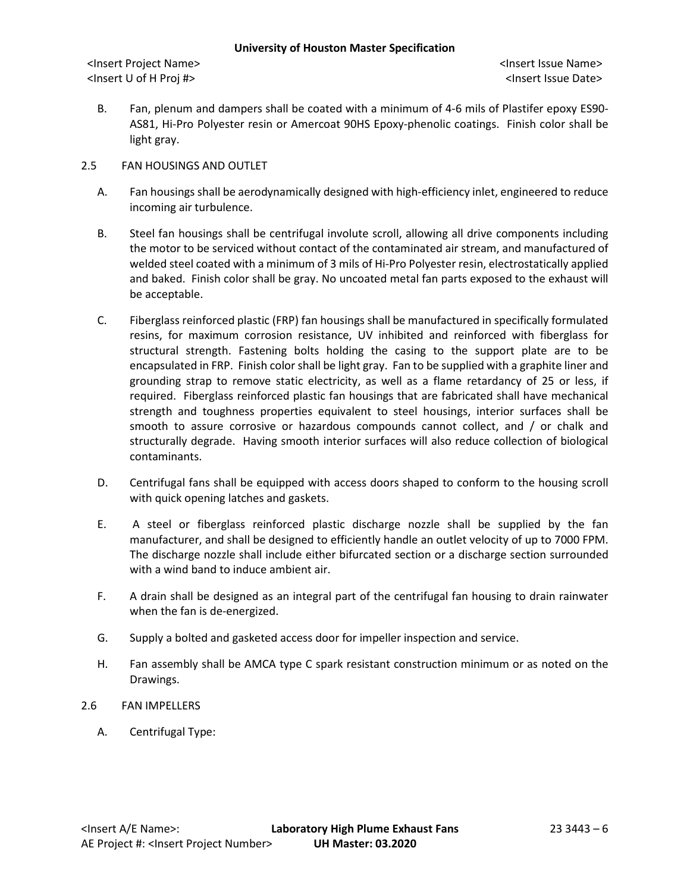B. Fan, plenum and dampers shall be coated with a minimum of 4-6 mils of Plastifer epoxy ES90-AS81, Hi-Pro Polyester resin or Amercoat 90HS Epoxy-phenolic coatings. Finish color shall be light gray.

2.5 FAN HOUSINGS AND OUTLET

A. Fan housings shall be aerodynamically designed with high-efficiency inlet, engineered to reduce incoming air turbulence.

B. Steel fan housings shall be centrifugal involute scroll, allowing all drive components including the motor to be serviced without contact of the contaminated air stream, and manufactured of welded steel coated with a minimum of 3 mils of Hi-Pro Polyester resin, electrostatically applied and baked. Finish color shall be gray. No uncoated metal fan parts exposed to the exhaust will be acceptable.

C. Fiberglass reinforced plastic (FRP) fan housings shall be manufactured in specifically formulated resins, for maximum corrosion resistance, UV inhibited and reinforced with fiberglass for structural strength. Fastening bolts holding the casing to the support plate are to be encapsulated in FRP. Finish color shall be light gray. Fan to be supplied with a graphite liner and grounding strap to remove static electricity, as well as a flame retardancy of 25 or less, if required. Fiberglass reinforced plastic fan housings that are fabricated shall have mechanical strength and toughness properties equivalent to steel housings, interior surfaces shall be smooth to assure corrosive or hazardous compounds cannot collect, and / or chalk and structurally degrade. Having smooth interior surfaces will also reduce collection of biological contaminants.

D. Centrifugal fans shall be equipped with access doors shaped to conform to the housing scroll with quick opening latches and gaskets.

E. A steel or fiberglass reinforced plastic discharge nozzle shall be supplied by the fan manufacturer, and shall be designed to efficiently handle an outlet velocity of up to 7000 FPM. The discharge nozzle shall include either bifurcated section or a discharge section surrounded with a wind band to induce ambient air.

F. A drain shall be designed as an integral part of the centrifugal fan housing to drain rainwater when the fan is de-energized.

G. Supply a bolted and gasketed access door for impeller inspection and service.

H. Fan assembly shall be AMCA type C spark resistant construction minimum or as noted on the Drawings.

2.6 FAN IMPELLERS

A. Centrifugal Type: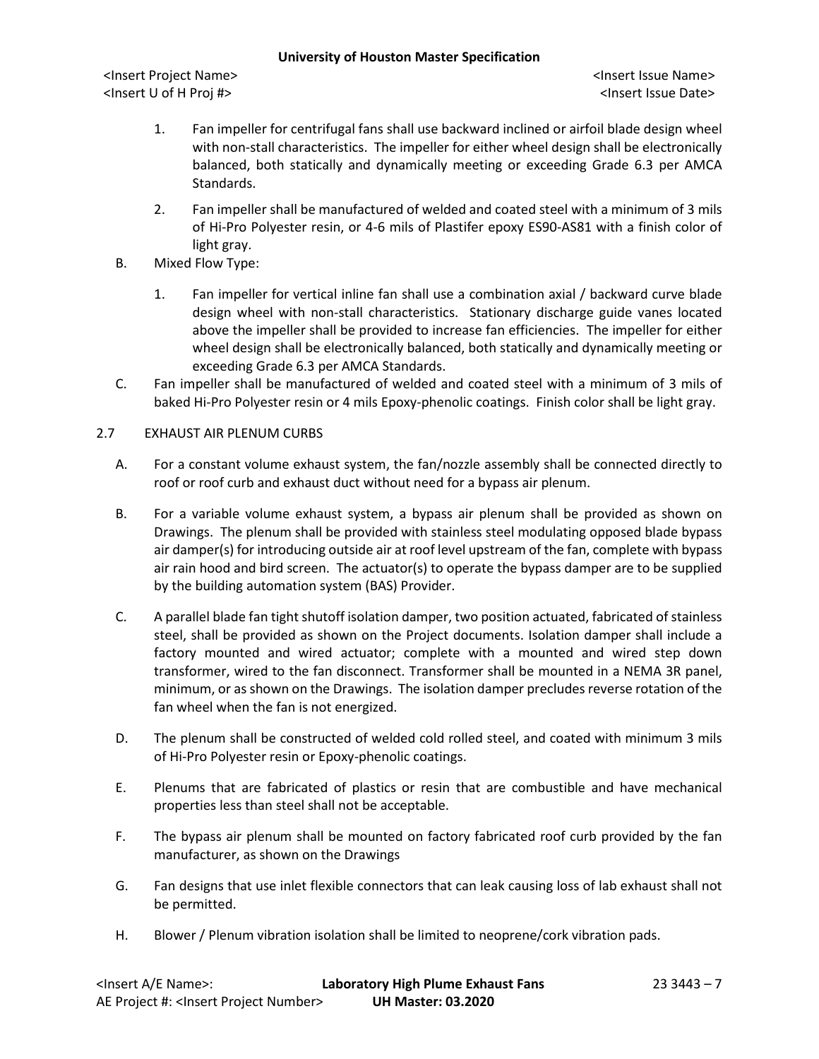1. Fan impeller for centrifugal fans shall use backward inclined or airfoil blade design wheel with non-stall characteristics. The impeller for either wheel design shall be electronically balanced, both statically and dynamically meeting or exceeding Grade 6.3 per AMCA Standards.

2. Fan impeller shall be manufactured of welded and coated steel with a minimum of 3 mils of Hi-Pro Polyester resin, or 4-6 mils of Plastifer epoxy ES90-AS81 with a finish color of light gray.

B. Mixed Flow Type:

1. Fan impeller for vertical inline fan shall use a combination axial / backward curve blade design wheel with non-stall characteristics. Stationary discharge guide vanes located above the impeller shall be provided to increase fan efficiencies. The impeller for either wheel design shall be electronically balanced, both statically and dynamically meeting or exceeding Grade 6.3 per AMCA Standards.

C. Fan impeller shall be manufactured of welded and coated steel with a minimum of 3 mils of baked Hi-Pro Polyester resin or 4 mils Epoxy-phenolic coatings. Finish color shall be light gray.

## 2.7 EXHAUST AIR PLENUM CURBS

A. For a constant volume exhaust system, the fan/nozzle assembly shall be connected directly to roof or roof curb and exhaust duct without need for a bypass air plenum.

B. For a variable volume exhaust system, a bypass air plenum shall be provided as shown on Drawings. The plenum shall be provided with stainless steel modulating opposed blade bypass air damper(s) for introducing outside air at roof level upstream of the fan, complete with bypass air rain hood and bird screen. The actuator(s) to operate the bypass damper are to be supplied by the building automation system (BAS) Provider.

C. A parallel blade fan tight shutoff isolation damper, two position actuated, fabricated of stainless steel, shall be provided as shown on the Project documents. Isolation damper shall include a factory mounted and wired actuator; complete with a mounted and wired step down transformer, wired to the fan disconnect. Transformer shall be mounted in a NEMA 3R panel, minimum, or as shown on the Drawings. The isolation damper precludes reverse rotation of the fan wheel when the fan is not energized.

D. The plenum shall be constructed of welded cold rolled steel, and coated with minimum 3 mils of Hi-Pro Polyester resin or Epoxy-phenolic coatings.

E. Plenums that are fabricated of plastics or resin that are combustible and have mechanical properties less than steel shall not be acceptable.

F. The bypass air plenum shall be mounted on factory fabricated roof curb provided by the fan manufacturer, as shown on the Drawings

G. Fan designs that use inlet flexible connectors that can leak causing loss of lab exhaust shall not be permitted.

H. Blower / Plenum vibration isolation shall be limited to neoprene/cork vibration pads.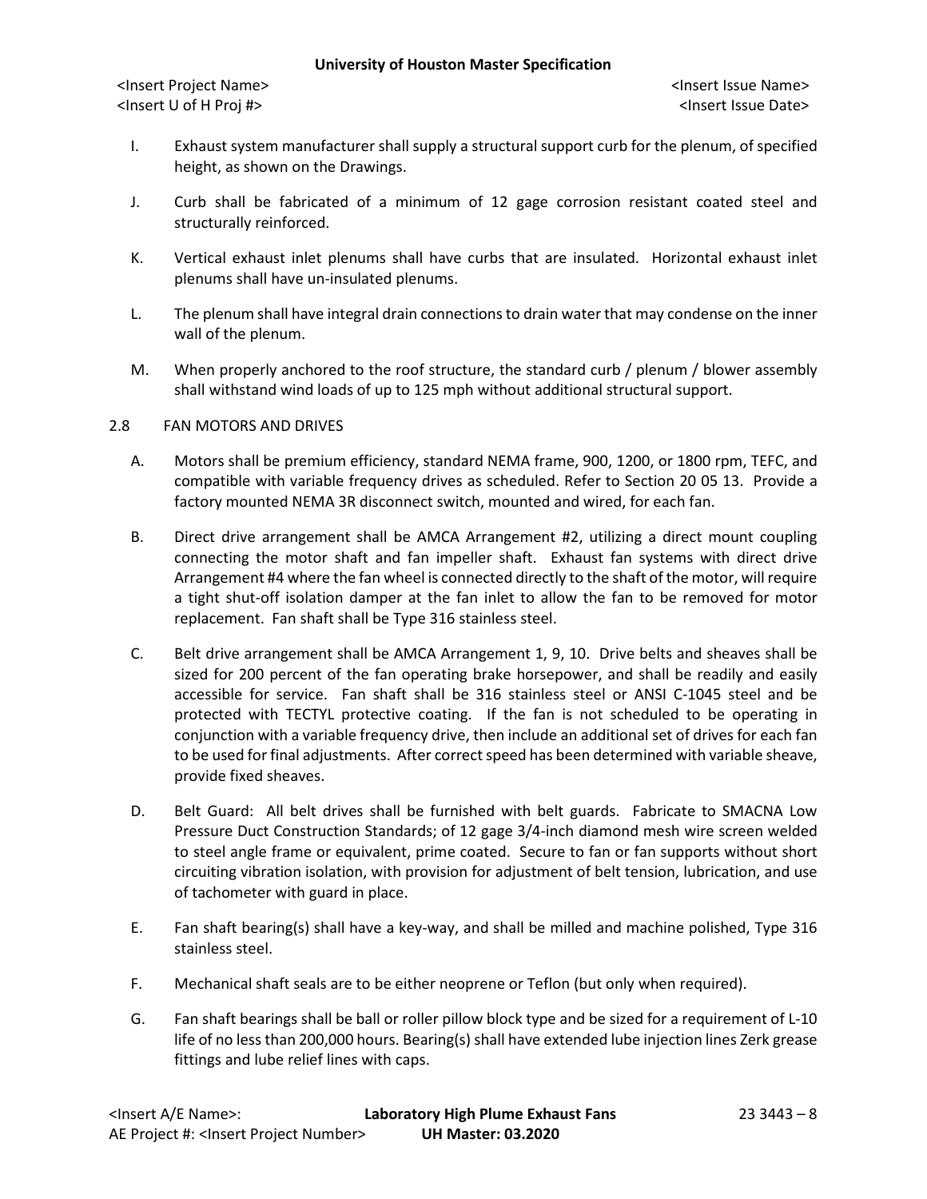I. Exhaust system manufacturer shall supply a structural support curb for the plenum, of specified height, as shown on the Drawings.

J. Curb shall be fabricated of a minimum of 12 gage corrosion resistant coated steel and structurally reinforced.

K. Vertical exhaust inlet plenums shall have curbs that are insulated. Horizontal exhaust inlet plenums shall have un-insulated plenums.

L. The plenum shall have integral drain connections to drain water that may condense on the inner wall of the plenum.

M. When properly anchored to the roof structure, the standard curb / plenum / blower assembly shall withstand wind loads of up to 125 mph without additional structural support.

2.8 FAN MOTORS AND DRIVES

A. Motors shall be premium efficiency, standard NEMA frame, 900, 1200, or 1800 rpm, TEFC, and compatible with variable frequency drives as scheduled. Refer to Section 20 05 13. Provide a factory mounted NEMA 3R disconnect switch, mounted and wired, for each fan.

B. Direct drive arrangement shall be AMCA Arrangement #2, utilizing a direct mount coupling connecting the motor shaft and fan impeller shaft. Exhaust fan systems with direct drive Arrangement #4 where the fan wheel is connected directly to the shaft of the motor, will require a tight shut-off isolation damper at the fan inlet to allow the fan to be removed for motor replacement. Fan shaft shall be Type 316 stainless steel.

C. Belt drive arrangement shall be AMCA Arrangement 1, 9, 10. Drive belts and sheaves shall be sized for 200 percent of the fan operating brake horsepower, and shall be readily and easily accessible for service. Fan shaft shall be 316 stainless steel or ANSI C-1045 steel and be protected with TECTYL protective coating. If the fan is not scheduled to be operating in conjunction with a variable frequency drive, then include an additional set of drives for each fan to be used for final adjustments. After correct speed has been determined with variable sheave, provide fixed sheaves.

D. Belt Guard: All belt drives shall be furnished with belt guards. Fabricate to SMACNA Low Pressure Duct Construction Standards; of 12 gage 3/4-inch diamond mesh wire screen welded to steel angle frame or equivalent, prime coated. Secure to fan or fan supports without short circuiting vibration isolation, with provision for adjustment of belt tension, lubrication, and use of tachometer with guard in place.

E. Fan shaft bearing(s) shall have a key-way, and shall be milled and machine polished, Type 316 stainless steel.

F. Mechanical shaft seals are to be either neoprene or Teflon (but only when required).

G. Fan shaft bearings shall be ball or roller pillow block type and be sized for a requirement of L-10 life of no less than 200,000 hours. Bearing(s) shall have extended lube injection lines Zerk grease fittings and lube relief lines with caps.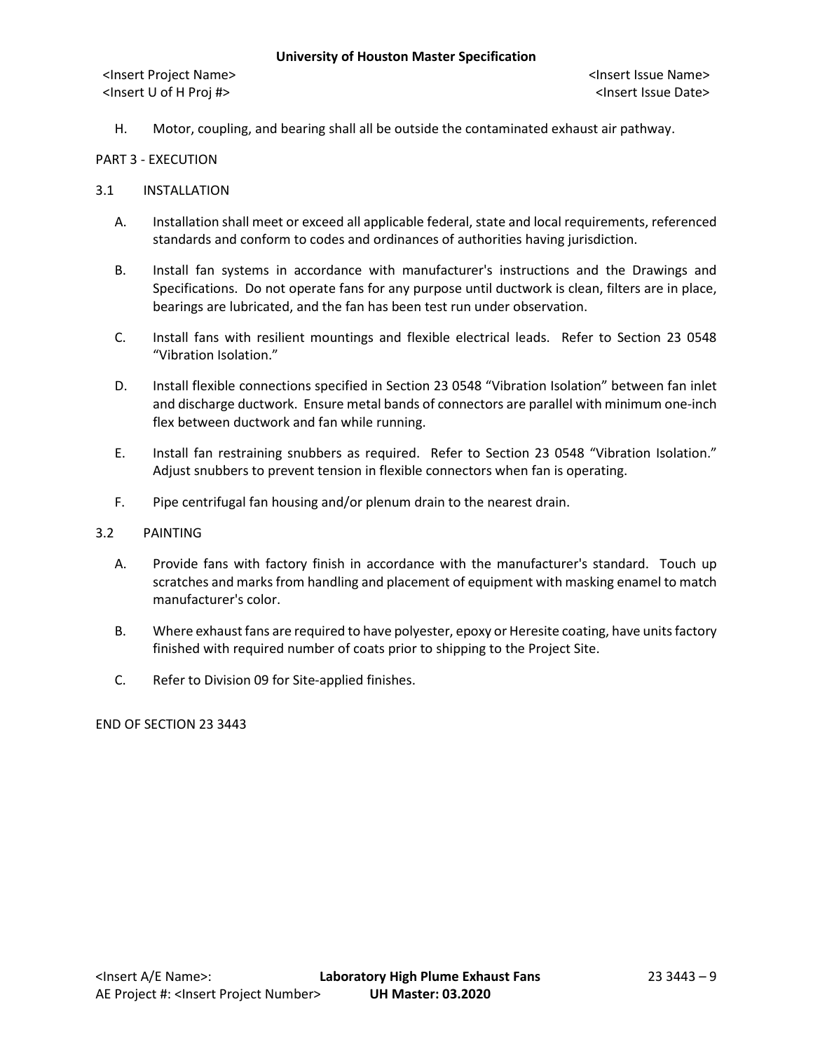H. Motor, coupling, and bearing shall all be outside the contaminated exhaust air pathway.

## PART 3 - EXECUTION

### 3.1 INSTALLATION

A. Installation shall meet or exceed all applicable federal, state and local requirements, referenced standards and conform to codes and ordinances of authorities having jurisdiction.

B. Install fan systems in accordance with manufacturer's instructions and the Drawings and Specifications. Do not operate fans for any purpose until ductwork is clean, filters are in place, bearings are lubricated, and the fan has been test run under observation.

C. Install fans with resilient mountings and flexible electrical leads. Refer to Section 23 0548 "Vibration Isolation."

D. Install flexible connections specified in Section 23 0548 "Vibration Isolation" between fan inlet and discharge ductwork. Ensure metal bands of connectors are parallel with minimum one-inch flex between ductwork and fan while running.

E. Install fan restraining snubbers as required. Refer to Section 23 0548 "Vibration Isolation." Adjust snubbers to prevent tension in flexible connectors when fan is operating.

F. Pipe centrifugal fan housing and/or plenum drain to the nearest drain.

### 3.2 PAINTING

A. Provide fans with factory finish in accordance with the manufacturer's standard. Touch up scratches and marks from handling and placement of equipment with masking enamel to match manufacturer's color.

B. Where exhaust fans are required to have polyester, epoxy or Heresite coating, have units factory finished with required number of coats prior to shipping to the Project Site.

C. Refer to Division 09 for Site-applied finishes.

END OF SECTION 23 3443